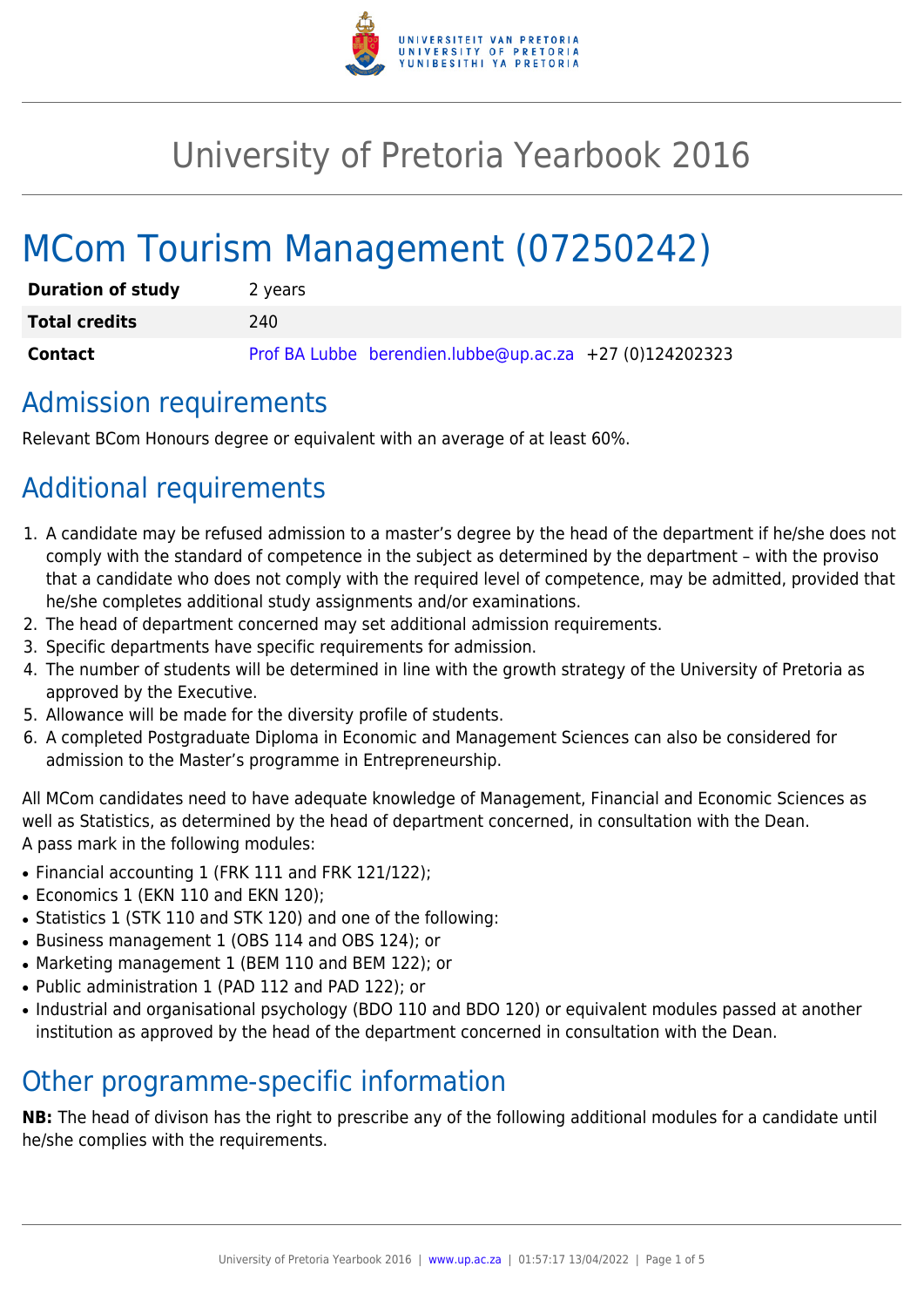# University of Pretoria Yearbook 2016

# MCom Tourism Management (07250242)

| | |
|---|---|
| **Duration of study** | 2 years |
| **Total credits** | 240 |
| **Contact** | Prof BA Lubbe berendien.lubbe@up.ac.za +27 (0)124202323 |

## Admission requirements

Relevant BCom Honours degree or equivalent with an average of at least 60%.

## Additional requirements

1. A candidate may be refused admission to a master's degree by the head of the department if he/she does not comply with the standard of competence in the subject as determined by the department – with the proviso that a candidate who does not comply with the required level of competence, may be admitted, provided that he/she completes additional study assignments and/or examinations.
2. The head of department concerned may set additional admission requirements.
3. Specific departments have specific requirements for admission.
4. The number of students will be determined in line with the growth strategy of the University of Pretoria as approved by the Executive.
5. Allowance will be made for the diversity profile of students.
6. A completed Postgraduate Diploma in Economic and Management Sciences can also be considered for admission to the Master's programme in Entrepreneurship.

All MCom candidates need to have adequate knowledge of Management, Financial and Economic Sciences as well as Statistics, as determined by the head of department concerned, in consultation with the Dean.
A pass mark in the following modules:

- Financial accounting 1 (FRK 111 and FRK 121/122);
- Economics 1 (EKN 110 and EKN 120);
- Statistics 1 (STK 110 and STK 120) and one of the following:
- Business management 1 (OBS 114 and OBS 124); or
- Marketing management 1 (BEM 110 and BEM 122); or
- Public administration 1 (PAD 112 and PAD 122); or
- Industrial and organisational psychology (BDO 110 and BDO 120) or equivalent modules passed at another institution as approved by the head of the department concerned in consultation with the Dean.

## Other programme-specific information

**NB:** The head of divison has the right to prescribe any of the following additional modules for a candidate until he/she complies with the requirements.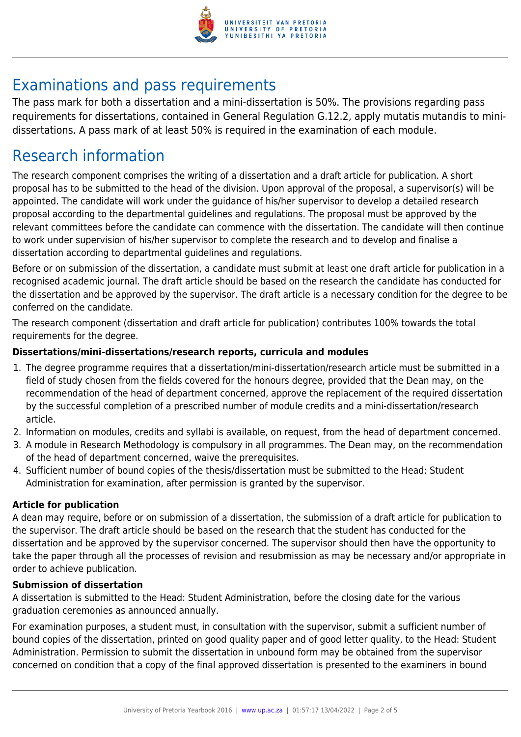# Examinations and pass requirements

The pass mark for both a dissertation and a mini-dissertation is 50%. The provisions regarding pass requirements for dissertations, contained in General Regulation G.12.2, apply mutatis mutandis to mini-dissertations. A pass mark of at least 50% is required in the examination of each module.

# Research information

The research component comprises the writing of a dissertation and a draft article for publication. A short proposal has to be submitted to the head of the division. Upon approval of the proposal, a supervisor(s) will be appointed. The candidate will work under the guidance of his/her supervisor to develop a detailed research proposal according to the departmental guidelines and regulations. The proposal must be approved by the relevant committees before the candidate can commence with the dissertation. The candidate will then continue to work under supervision of his/her supervisor to complete the research and to develop and finalise a dissertation according to departmental guidelines and regulations.

Before or on submission of the dissertation, a candidate must submit at least one draft article for publication in a recognised academic journal. The draft article should be based on the research the candidate has conducted for the dissertation and be approved by the supervisor. The draft article is a necessary condition for the degree to be conferred on the candidate.

The research component (dissertation and draft article for publication) contributes 100% towards the total requirements for the degree.

**Dissertations/mini-dissertations/research reports, curricula and modules**

1. The degree programme requires that a dissertation/mini-dissertation/research article must be submitted in a field of study chosen from the fields covered for the honours degree, provided that the Dean may, on the recommendation of the head of department concerned, approve the replacement of the required dissertation by the successful completion of a prescribed number of module credits and a mini-dissertation/research article.
2. Information on modules, credits and syllabi is available, on request, from the head of department concerned.
3. A module in Research Methodology is compulsory in all programmes. The Dean may, on the recommendation of the head of department concerned, waive the prerequisites.
4. Sufficient number of bound copies of the thesis/dissertation must be submitted to the Head: Student Administration for examination, after permission is granted by the supervisor.

**Article for publication**

A dean may require, before or on submission of a dissertation, the submission of a draft article for publication to the supervisor. The draft article should be based on the research that the student has conducted for the dissertation and be approved by the supervisor concerned. The supervisor should then have the opportunity to take the paper through all the processes of revision and resubmission as may be necessary and/or appropriate in order to achieve publication.

**Submission of dissertation**

A dissertation is submitted to the Head: Student Administration, before the closing date for the various graduation ceremonies as announced annually.

For examination purposes, a student must, in consultation with the supervisor, submit a sufficient number of bound copies of the dissertation, printed on good quality paper and of good letter quality, to the Head: Student Administration. Permission to submit the dissertation in unbound form may be obtained from the supervisor concerned on condition that a copy of the final approved dissertation is presented to the examiners in bound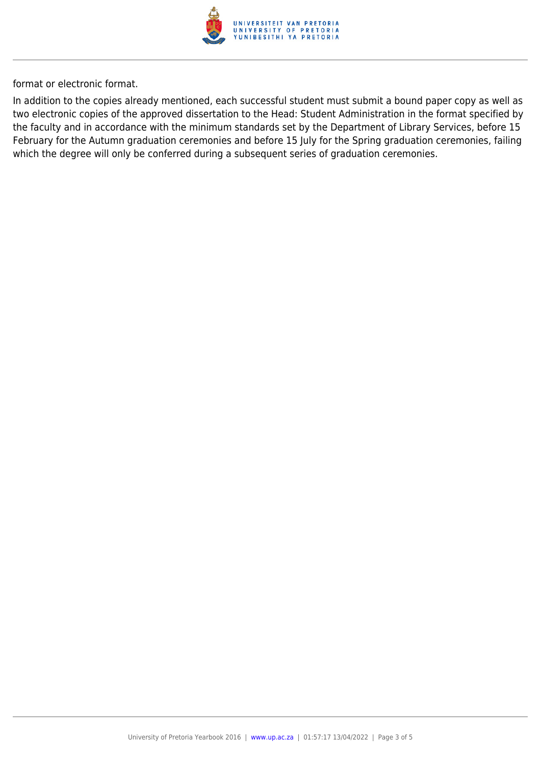format or electronic format.

In addition to the copies already mentioned, each successful student must submit a bound paper copy as well as two electronic copies of the approved dissertation to the Head: Student Administration in the format specified by the faculty and in accordance with the minimum standards set by the Department of Library Services, before 15 February for the Autumn graduation ceremonies and before 15 July for the Spring graduation ceremonies, failing which the degree will only be conferred during a subsequent series of graduation ceremonies.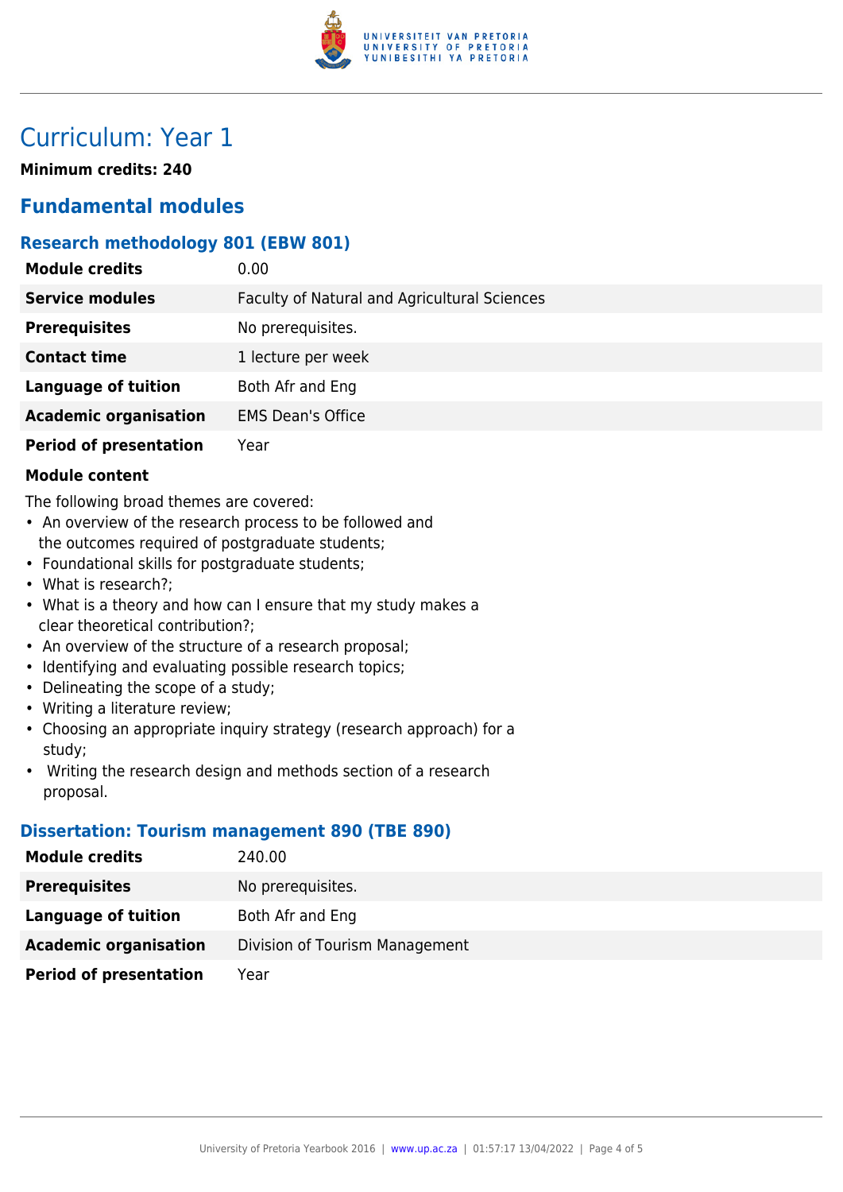# Curriculum: Year 1

**Minimum credits: 240**

## Fundamental modules

### Research methodology 801 (EBW 801)

| | |
|---|---|
| **Module credits** | 0.00 |
| **Service modules** | Faculty of Natural and Agricultural Sciences |
| **Prerequisites** | No prerequisites. |
| **Contact time** | 1 lecture per week |
| **Language of tuition** | Both Afr and Eng |
| **Academic organisation** | EMS Dean's Office |
| **Period of presentation** | Year |

**Module content**

The following broad themes are covered:

- An overview of the research process to be followed and the outcomes required of postgraduate students;
- Foundational skills for postgraduate students;
- What is research?;
- What is a theory and how can I ensure that my study makes a clear theoretical contribution?;
- An overview of the structure of a research proposal;
- Identifying and evaluating possible research topics;
- Delineating the scope of a study;
- Writing a literature review;
- Choosing an appropriate inquiry strategy (research approach) for a study;
- Writing the research design and methods section of a research proposal.

### Dissertation: Tourism management 890 (TBE 890)

| | |
|---|---|
| **Module credits** | 240.00 |
| **Prerequisites** | No prerequisites. |
| **Language of tuition** | Both Afr and Eng |
| **Academic organisation** | Division of Tourism Management |
| **Period of presentation** | Year |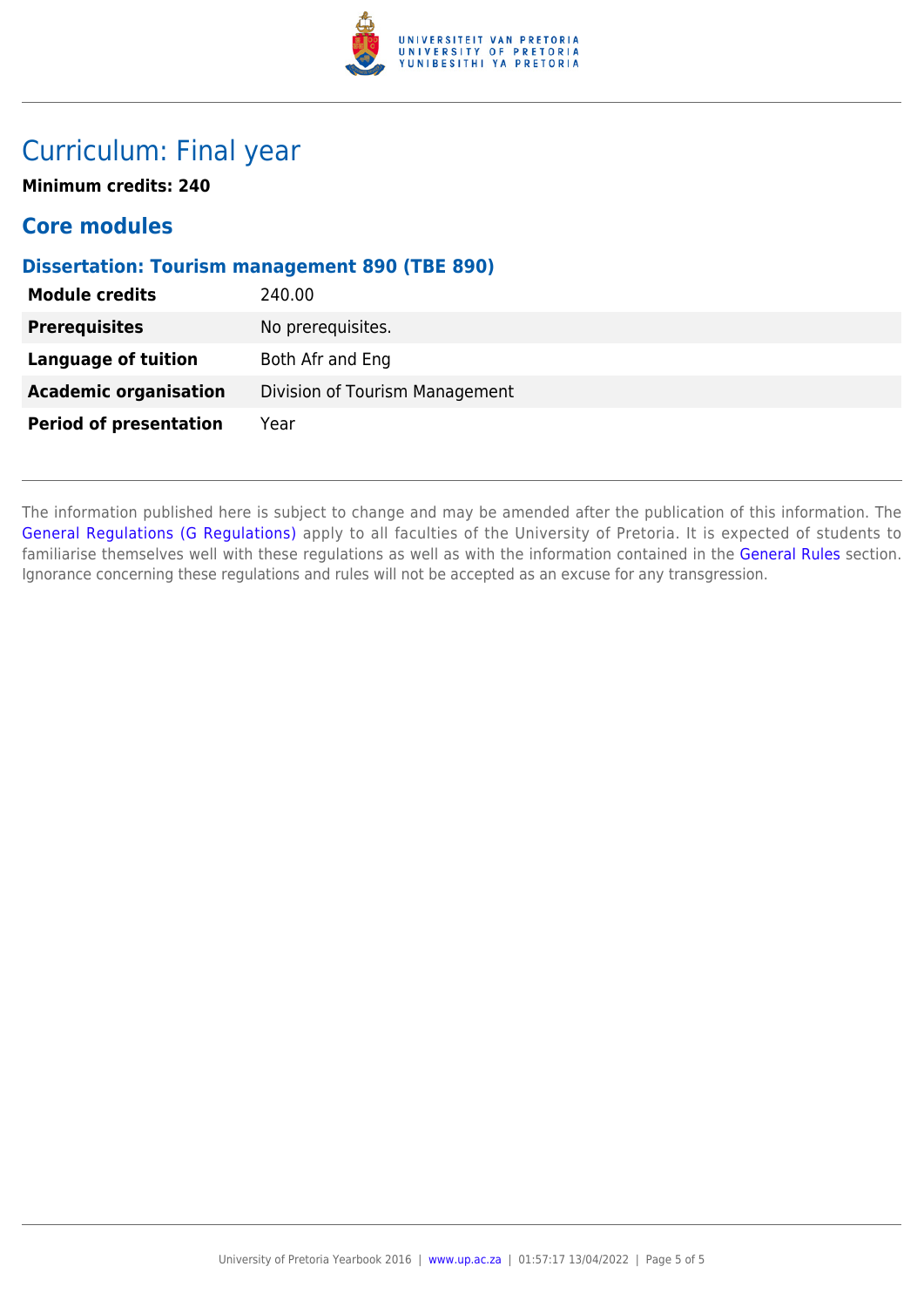# Curriculum: Final year

**Minimum credits: 240**

## Core modules

### Dissertation: Tourism management 890 (TBE 890)

| | |
|---|---|
| **Module credits** | 240.00 |
| **Prerequisites** | No prerequisites. |
| **Language of tuition** | Both Afr and Eng |
| **Academic organisation** | Division of Tourism Management |
| **Period of presentation** | Year |

The information published here is subject to change and may be amended after the publication of this information. The General Regulations (G Regulations) apply to all faculties of the University of Pretoria. It is expected of students to familiarise themselves well with these regulations as well as with the information contained in the General Rules section. Ignorance concerning these regulations and rules will not be accepted as an excuse for any transgression.